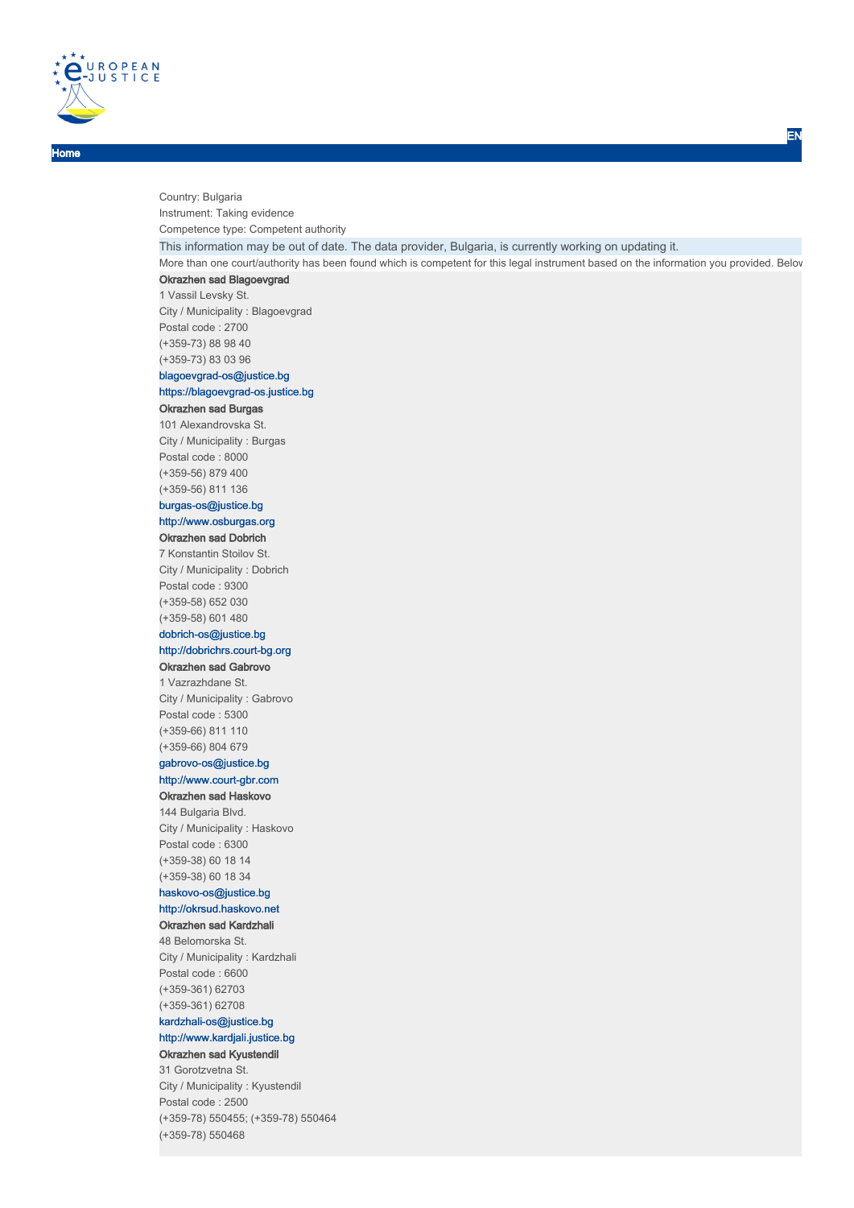Home

EN

Country: Bulgaria

Instrument: Taking evidence

Competence type: Competent authority

This information may be out of date. The data provider, Bulgaria, is currently working on updating it.

More than one court/authority has been found which is competent for this legal instrument based on the information you provided. Belov

**Okrazhen sad Blagoevgrad**

1 Vassil Levsky St.

City / Municipality : Blagoevgrad

Postal code : 2700

(+359-73) 88 98 40

(+359-73) 83 03 96

blagoevgrad-os@justice.bg

https://blagoevgrad-os.justice.bg

**Okrazhen sad Burgas**

101 Alexandrovska St.

City / Municipality : Burgas

Postal code : 8000

(+359-56) 879 400

(+359-56) 811 136

burgas-os@justice.bg

http://www.osburgas.org

**Okrazhen sad Dobrich**

7 Konstantin Stoilov St.

City / Municipality : Dobrich

Postal code : 9300

(+359-58) 652 030

(+359-58) 601 480

dobrich-os@justice.bg

http://dobrichrs.court-bg.org

**Okrazhen sad Gabrovo**

1 Vazrazhdane St.

City / Municipality : Gabrovo

Postal code : 5300

(+359-66) 811 110

(+359-66) 804 679

gabrovo-os@justice.bg

http://www.court-gbr.com

**Okrazhen sad Haskovo**

144 Bulgaria Blvd.

City / Municipality : Haskovo

Postal code : 6300

(+359-38) 60 18 14

(+359-38) 60 18 34

haskovo-os@justice.bg

http://okrsud.haskovo.net

**Okrazhen sad Kardzhali**

48 Belomorska St.

City / Municipality : Kardzhali

Postal code : 6600

(+359-361) 62703

(+359-361) 62708

kardzhali-os@justice.bg

http://www.kardjali.justice.bg

**Okrazhen sad Kyustendil**

31 Gorotzvetna St.

City / Municipality : Kyustendil

Postal code : 2500

(+359-78) 550455; (+359-78) 550464

(+359-78) 550468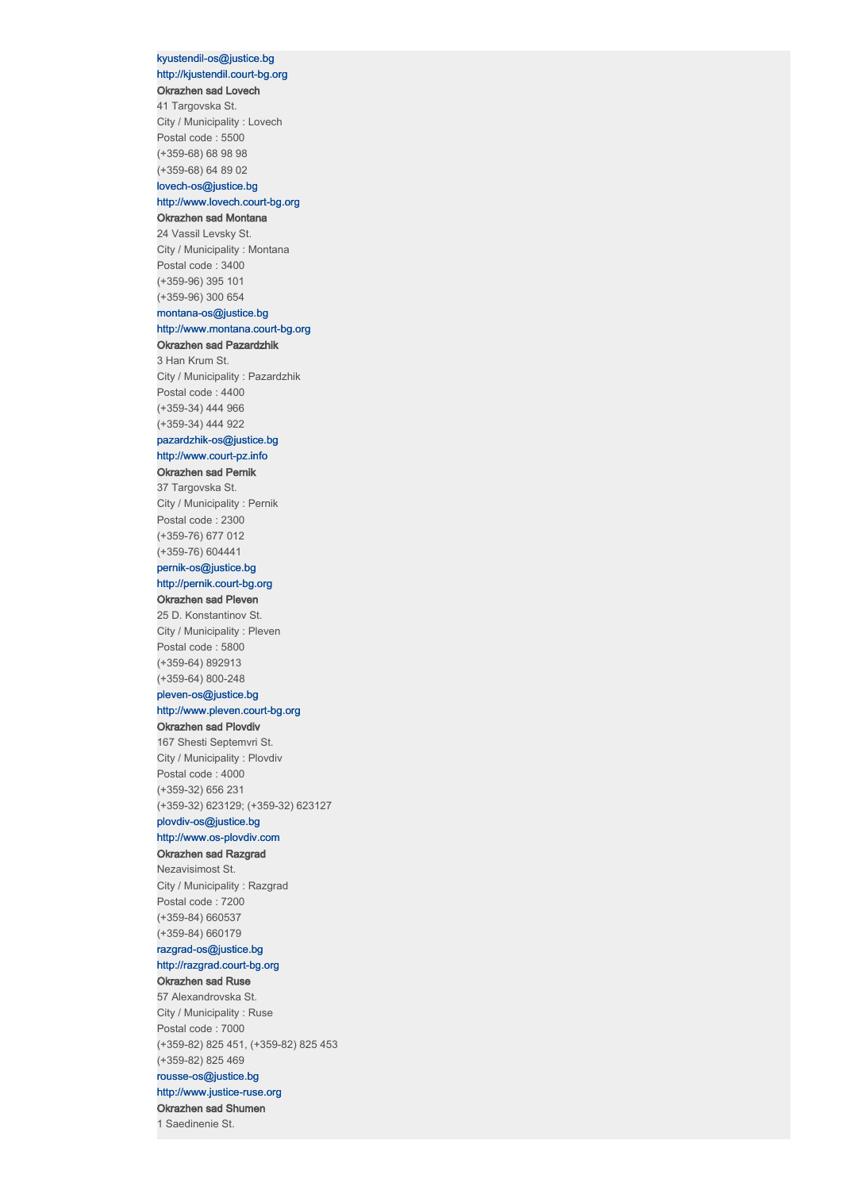kyustendil-os@justice.bg
http://kjustendil.court-bg.org

**Okrazhen sad Lovech**
41 Targovska St.
City / Municipality : Lovech
Postal code : 5500
(+359-68) 68 98 98
(+359-68) 64 89 02
lovech-os@justice.bg
http://www.lovech.court-bg.org

**Okrazhen sad Montana**
24 Vassil Levsky St.
City / Municipality : Montana
Postal code : 3400
(+359-96) 395 101
(+359-96) 300 654
montana-os@justice.bg
http://www.montana.court-bg.org

**Okrazhen sad Pazardzhik**
3 Han Krum St.
City / Municipality : Pazardzhik
Postal code : 4400
(+359-34) 444 966
(+359-34) 444 922
pazardzhik-os@justice.bg
http://www.court-pz.info

**Okrazhen sad Pernik**
37 Targovska St.
City / Municipality : Pernik
Postal code : 2300
(+359-76) 677 012
(+359-76) 604441
pernik-os@justice.bg
http://pernik.court-bg.org

**Okrazhen sad Pleven**
25 D. Konstantinov St.
City / Municipality : Pleven
Postal code : 5800
(+359-64) 892913
(+359-64) 800-248
pleven-os@justice.bg
http://www.pleven.court-bg.org

**Okrazhen sad Plovdiv**
167 Shesti Septemvri St.
City / Municipality : Plovdiv
Postal code : 4000
(+359-32) 656 231
(+359-32) 623129; (+359-32) 623127
plovdiv-os@justice.bg
http://www.os-plovdiv.com

**Okrazhen sad Razgrad**
Nezavisimost St.
City / Municipality : Razgrad
Postal code : 7200
(+359-84) 660537
(+359-84) 660179
razgrad-os@justice.bg
http://razgrad.court-bg.org

**Okrazhen sad Ruse**
57 Alexandrovska St.
City / Municipality : Ruse
Postal code : 7000
(+359-82) 825 451, (+359-82) 825 453
(+359-82) 825 469
rousse-os@justice.bg
http://www.justice-ruse.org

**Okrazhen sad Shumen**
1 Saedinenie St.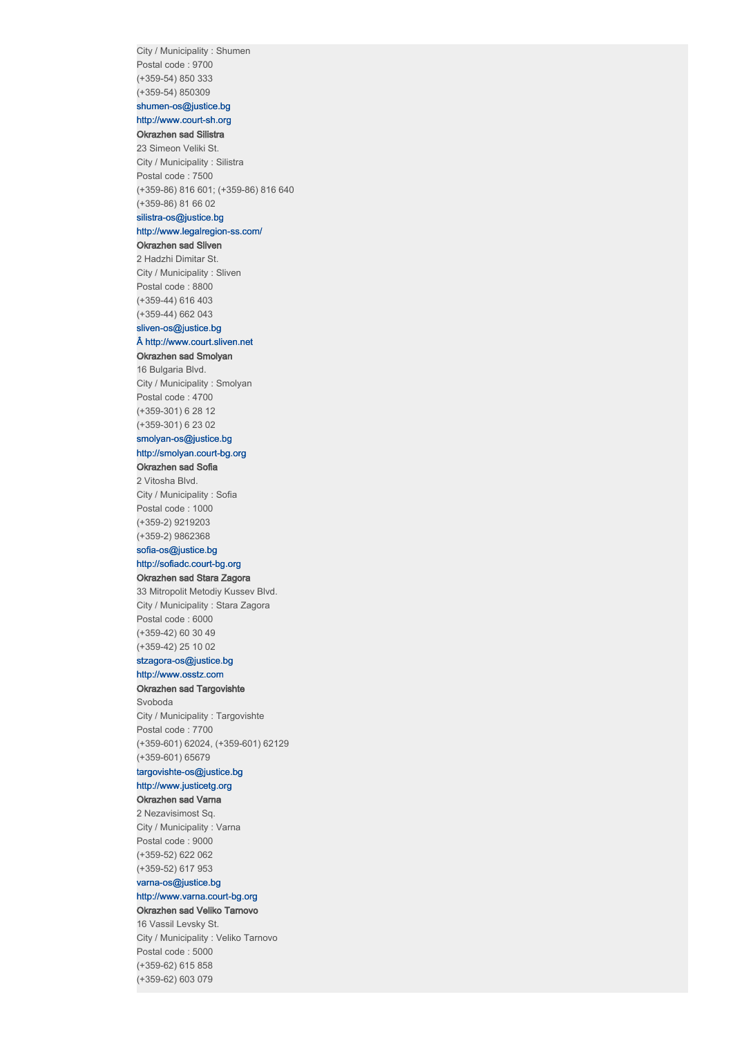City / Municipality : Shumen
Postal code : 9700
(+359-54) 850 333
(+359-54) 850309
shumen-os@justice.bg
http://www.court-sh.org

**Okrazhen sad Silistra**
23 Simeon Veliki St.
City / Municipality : Silistra
Postal code : 7500
(+359-86) 816 601; (+359-86) 816 640
(+359-86) 81 66 02
silistra-os@justice.bg
http://www.legalregion-ss.com/

**Okrazhen sad Sliven**
2 Hadzhi Dimitar St.
City / Municipality : Sliven
Postal code : 8800
(+359-44) 616 403
(+359-44) 662 043
sliven-os@justice.bg
Â http://www.court.sliven.net

**Okrazhen sad Smolyan**
16 Bulgaria Blvd.
City / Municipality : Smolyan
Postal code : 4700
(+359-301) 6 28 12
(+359-301) 6 23 02
smolyan-os@justice.bg
http://smolyan.court-bg.org

**Okrazhen sad Sofia**
2 Vitosha Blvd.
City / Municipality : Sofia
Postal code : 1000
(+359-2) 9219203
(+359-2) 9862368
sofia-os@justice.bg
http://sofiadc.court-bg.org

**Okrazhen sad Stara Zagora**
33 Mitropolit Metodiy Kussev Blvd.
City / Municipality : Stara Zagora
Postal code : 6000
(+359-42) 60 30 49
(+359-42) 25 10 02
stzagora-os@justice.bg
http://www.osstz.com

**Okrazhen sad Targovishte**
Svoboda
City / Municipality : Targovishte
Postal code : 7700
(+359-601) 62024, (+359-601) 62129
(+359-601) 65679
targovishte-os@justice.bg
http://www.justicetg.org

**Okrazhen sad Varna**
2 Nezavisimost Sq.
City / Municipality : Varna
Postal code : 9000
(+359-52) 622 062
(+359-52) 617 953
varna-os@justice.bg
http://www.varna.court-bg.org

**Okrazhen sad Veliko Tarnovo**
16 Vassil Levsky St.
City / Municipality : Veliko Tarnovo
Postal code : 5000
(+359-62) 615 858
(+359-62) 603 079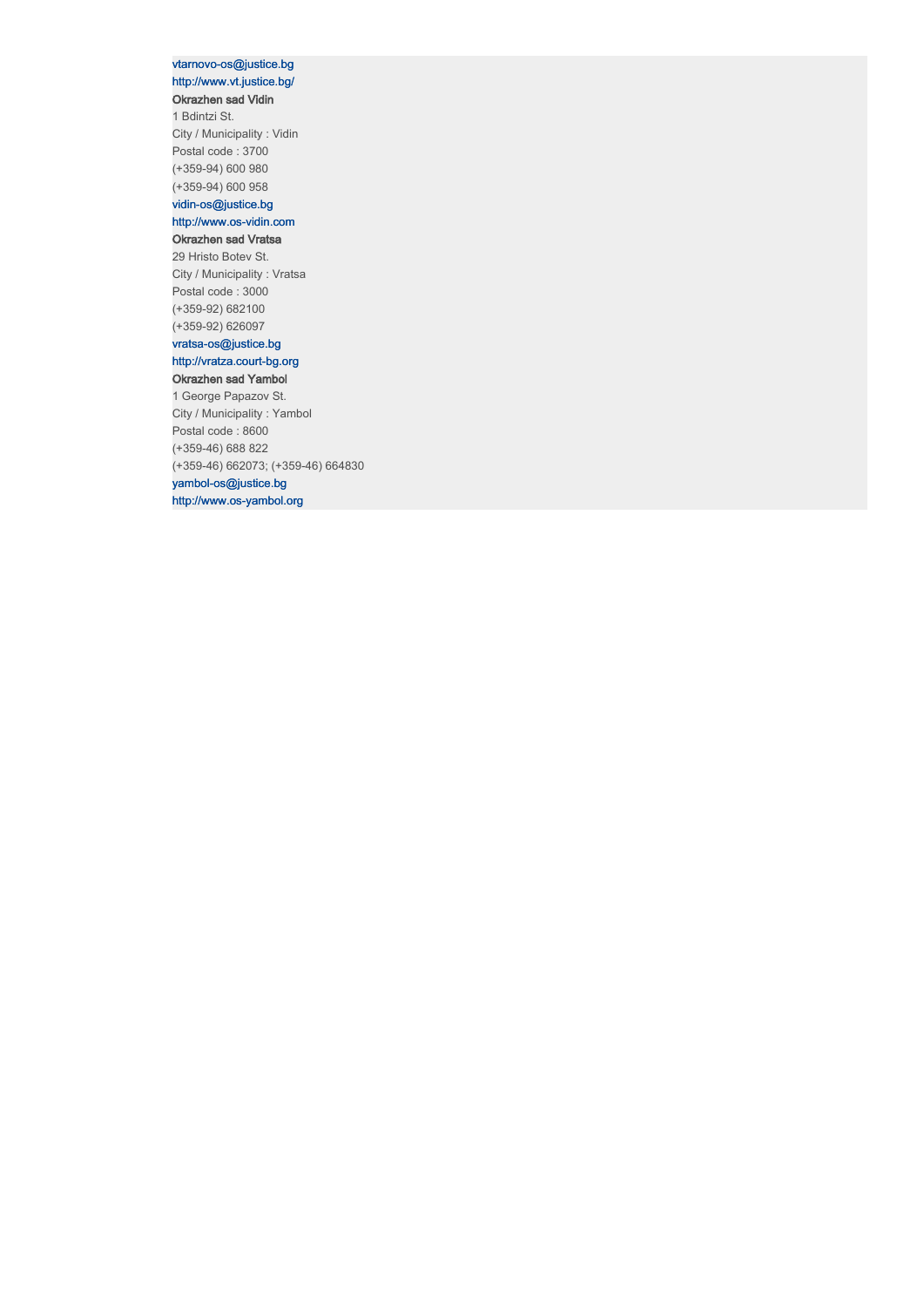vtarnovo-os@justice.bg

http://www.vt.justice.bg/

**Okrazhen sad Vidin**

1 Bdintzi St.

City / Municipality : Vidin

Postal code : 3700

(+359-94) 600 980

(+359-94) 600 958

vidin-os@justice.bg

http://www.os-vidin.com

**Okrazhen sad Vratsa**

29 Hristo Botev St.

City / Municipality : Vratsa

Postal code : 3000

(+359-92) 682100

(+359-92) 626097

vratsa-os@justice.bg

http://vratza.court-bg.org

**Okrazhen sad Yambol**

1 George Papazov St.

City / Municipality : Yambol

Postal code : 8600

(+359-46) 688 822

(+359-46) 662073; (+359-46) 664830

yambol-os@justice.bg

http://www.os-yambol.org